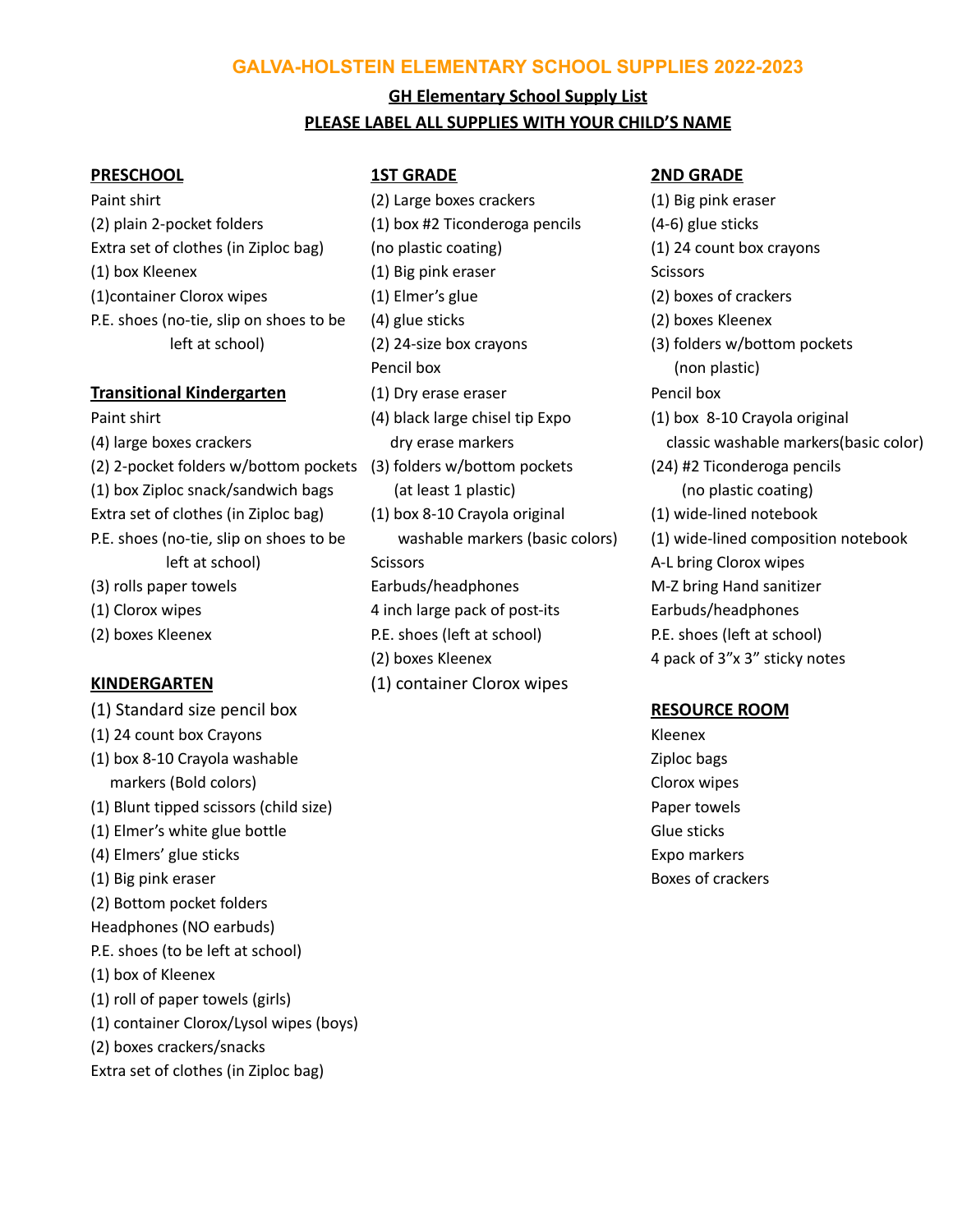# GALVA-HOLSTEIN ELEMENTARY SCHOOL SUPPLIES 2022-2023

## GH Elementary School Supply List

**PLEASE LABEL ALL SUPPLIES WITH YOUR CHILD'S NAME**

### PRESCHOOL

Paint shirt
(2) plain 2-pocket folders
Extra set of clothes (in Ziploc bag)
(1) box Kleenex
(1)container Clorox wipes
P.E. shoes (no-tie, slip on shoes to be left at school)

### Transitional Kindergarten

Paint shirt
(4) large boxes crackers
(2) 2-pocket folders w/bottom pockets
(1) box Ziploc snack/sandwich bags
Extra set of clothes (in Ziploc bag)
P.E. shoes (no-tie, slip on shoes to be left at school)
(3) rolls paper towels
(1) Clorox wipes
(2) boxes Kleenex

### KINDERGARTEN

(1) Standard size pencil box
(1) 24 count box Crayons
(1) box 8-10 Crayola washable markers (Bold colors)
(1) Blunt tipped scissors (child size)
(1) Elmer's white glue bottle
(4) Elmers' glue sticks
(1) Big pink eraser
(2) Bottom pocket folders
Headphones (NO earbuds)
P.E. shoes (to be left at school)
(1) box of Kleenex
(1) roll of paper towels (girls)
(1) container Clorox/Lysol wipes (boys)
(2) boxes crackers/snacks
Extra set of clothes (in Ziploc bag)

### 1ST GRADE

(2) Large boxes crackers
(1) box #2 Ticonderoga pencils (no plastic coating)
(1) Big pink eraser
(1) Elmer's glue
(4) glue sticks
(2) 24-size box crayons
Pencil box
(1) Dry erase eraser
(4) black large chisel tip Expo dry erase markers
(3) folders w/bottom pockets (at least 1 plastic)
(1) box 8-10 Crayola original washable markers (basic colors)
Scissors
Earbuds/headphones
4 inch large pack of post-its
P.E. shoes (left at school)
(2) boxes Kleenex
(1) container Clorox wipes

### 2ND GRADE

(1) Big pink eraser
(4-6) glue sticks
(1) 24 count box crayons
Scissors
(2) boxes of crackers
(2) boxes Kleenex
(3) folders w/bottom pockets (non plastic)
Pencil box
(1) box 8-10 Crayola original classic washable markers(basic color)
(24) #2 Ticonderoga pencils (no plastic coating)
(1) wide-lined notebook
(1) wide-lined composition notebook
A-L bring Clorox wipes
M-Z bring Hand sanitizer
Earbuds/headphones
P.E. shoes (left at school)
4 pack of 3"x 3" sticky notes

### RESOURCE ROOM

Kleenex
Ziploc bags
Clorox wipes
Paper towels
Glue sticks
Expo markers
Boxes of crackers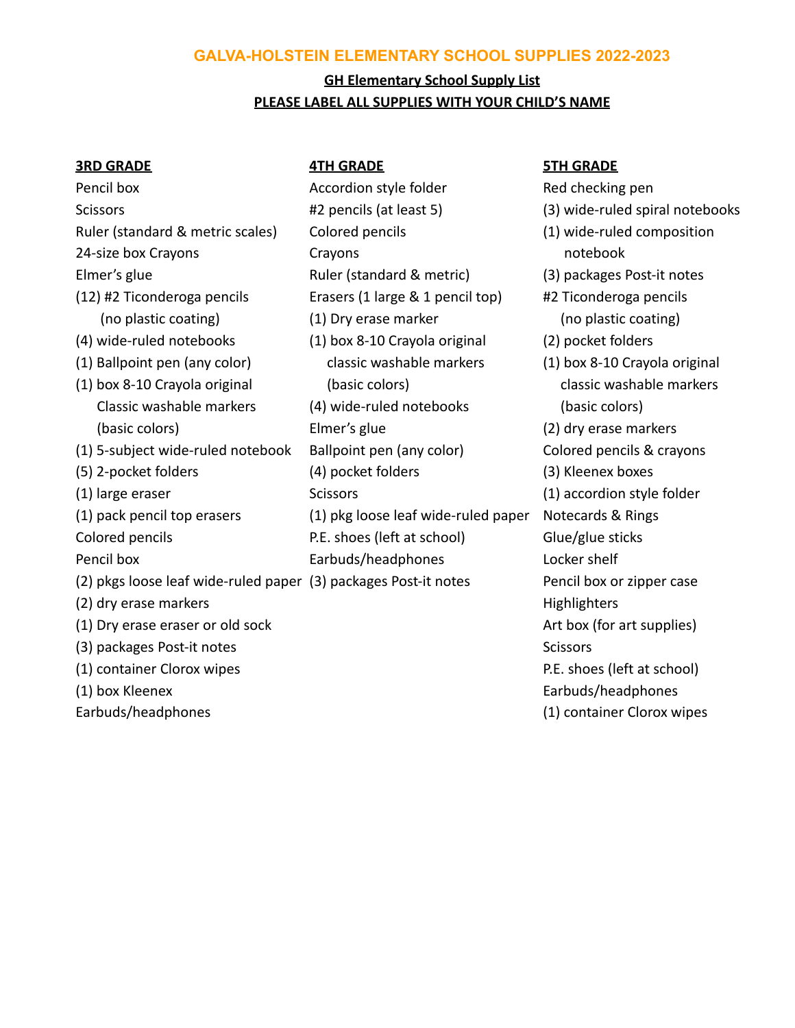# GALVA-HOLSTEIN ELEMENTARY SCHOOL SUPPLIES 2022-2023

**GH Elementary School Supply List**

**PLEASE LABEL ALL SUPPLIES WITH YOUR CHILD'S NAME**

## 3RD GRADE

Pencil box
Scissors
Ruler (standard & metric scales)
24-size box Crayons
Elmer's glue
(12) #2 Ticonderoga pencils (no plastic coating)
(4) wide-ruled notebooks
(1) Ballpoint pen (any color)
(1) box 8-10 Crayola original Classic washable markers (basic colors)
(1) 5-subject wide-ruled notebook
(5) 2-pocket folders
(1) large eraser
(1) pack pencil top erasers
Colored pencils
Pencil box
(2) pkgs loose leaf wide-ruled paper
(2) dry erase markers
(1) Dry erase eraser or old sock
(3) packages Post-it notes
(1) container Clorox wipes
(1) box Kleenex
Earbuds/headphones

## 4TH GRADE

Accordion style folder
#2 pencils (at least 5)
Colored pencils
Crayons
Ruler (standard & metric)
Erasers (1 large & 1 pencil top)
(1) Dry erase marker
(1) box 8-10 Crayola original classic washable markers (basic colors)
(4) wide-ruled notebooks
Elmer's glue
Ballpoint pen (any color)
(4) pocket folders
Scissors
(1) pkg loose leaf wide-ruled paper
P.E. shoes (left at school)
Earbuds/headphones
(3) packages Post-it notes

## 5TH GRADE

Red checking pen
(3) wide-ruled spiral notebooks
(1) wide-ruled composition notebook
(3) packages Post-it notes
#2 Ticonderoga pencils (no plastic coating)
(2) pocket folders
(1) box 8-10 Crayola original classic washable markers (basic colors)
(2) dry erase markers
Colored pencils & crayons
(3) Kleenex boxes
(1) accordion style folder
Notecards & Rings
Glue/glue sticks
Locker shelf
Pencil box or zipper case
Highlighters
Art box (for art supplies)
Scissors
P.E. shoes (left at school)
Earbuds/headphones
(1) container Clorox wipes